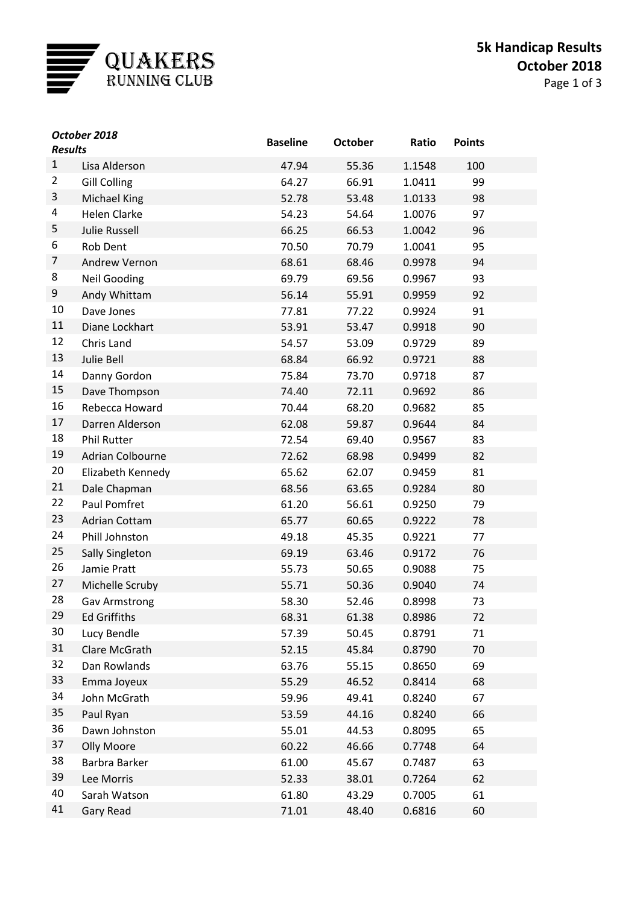# Quakers Running Club

## 5k Handicap Results
## October 2018

| *October 2018 Results* | | Baseline | October | Ratio | Points |
|---|---|---|---|---|---|
| 1 | Lisa Alderson | 47.94 | 55.36 | 1.1548 | 100 |
| 2 | Gill Colling | 64.27 | 66.91 | 1.0411 | 99 |
| 3 | Michael King | 52.78 | 53.48 | 1.0133 | 98 |
| 4 | Helen Clarke | 54.23 | 54.64 | 1.0076 | 97 |
| 5 | Julie Russell | 66.25 | 66.53 | 1.0042 | 96 |
| 6 | Rob Dent | 70.50 | 70.79 | 1.0041 | 95 |
| 7 | Andrew Vernon | 68.61 | 68.46 | 0.9978 | 94 |
| 8 | Neil Gooding | 69.79 | 69.56 | 0.9967 | 93 |
| 9 | Andy Whittam | 56.14 | 55.91 | 0.9959 | 92 |
| 10 | Dave Jones | 77.81 | 77.22 | 0.9924 | 91 |
| 11 | Diane Lockhart | 53.91 | 53.47 | 0.9918 | 90 |
| 12 | Chris Land | 54.57 | 53.09 | 0.9729 | 89 |
| 13 | Julie Bell | 68.84 | 66.92 | 0.9721 | 88 |
| 14 | Danny Gordon | 75.84 | 73.70 | 0.9718 | 87 |
| 15 | Dave Thompson | 74.40 | 72.11 | 0.9692 | 86 |
| 16 | Rebecca Howard | 70.44 | 68.20 | 0.9682 | 85 |
| 17 | Darren Alderson | 62.08 | 59.87 | 0.9644 | 84 |
| 18 | Phil Rutter | 72.54 | 69.40 | 0.9567 | 83 |
| 19 | Adrian Colbourne | 72.62 | 68.98 | 0.9499 | 82 |
| 20 | Elizabeth Kennedy | 65.62 | 62.07 | 0.9459 | 81 |
| 21 | Dale Chapman | 68.56 | 63.65 | 0.9284 | 80 |
| 22 | Paul Pomfret | 61.20 | 56.61 | 0.9250 | 79 |
| 23 | Adrian Cottam | 65.77 | 60.65 | 0.9222 | 78 |
| 24 | Phill Johnston | 49.18 | 45.35 | 0.9221 | 77 |
| 25 | Sally Singleton | 69.19 | 63.46 | 0.9172 | 76 |
| 26 | Jamie Pratt | 55.73 | 50.65 | 0.9088 | 75 |
| 27 | Michelle Scruby | 55.71 | 50.36 | 0.9040 | 74 |
| 28 | Gav Armstrong | 58.30 | 52.46 | 0.8998 | 73 |
| 29 | Ed Griffiths | 68.31 | 61.38 | 0.8986 | 72 |
| 30 | Lucy Bendle | 57.39 | 50.45 | 0.8791 | 71 |
| 31 | Clare McGrath | 52.15 | 45.84 | 0.8790 | 70 |
| 32 | Dan Rowlands | 63.76 | 55.15 | 0.8650 | 69 |
| 33 | Emma Joyeux | 55.29 | 46.52 | 0.8414 | 68 |
| 34 | John McGrath | 59.96 | 49.41 | 0.8240 | 67 |
| 35 | Paul Ryan | 53.59 | 44.16 | 0.8240 | 66 |
| 36 | Dawn Johnston | 55.01 | 44.53 | 0.8095 | 65 |
| 37 | Olly Moore | 60.22 | 46.66 | 0.7748 | 64 |
| 38 | Barbra Barker | 61.00 | 45.67 | 0.7487 | 63 |
| 39 | Lee Morris | 52.33 | 38.01 | 0.7264 | 62 |
| 40 | Sarah Watson | 61.80 | 43.29 | 0.7005 | 61 |
| 41 | Gary Read | 71.01 | 48.40 | 0.6816 | 60 |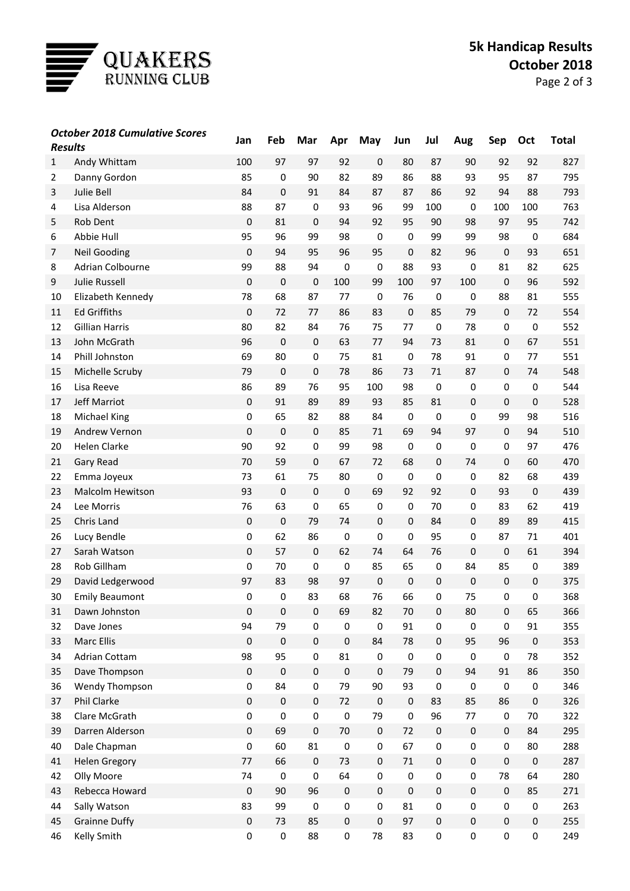# 5k Handicap Results
## October 2018

QUAKERS RUNNING CLUB

| *October 2018 Cumulative Scores Results* | | Jan | Feb | Mar | Apr | May | Jun | Jul | Aug | Sep | Oct | Total |
|---|---|---|---|---|---|---|---|---|---|---|---|---|
| 1 | Andy Whittam | 100 | 97 | 97 | 92 | 0 | 80 | 87 | 90 | 92 | 92 | 827 |
| 2 | Danny Gordon | 85 | 0 | 90 | 82 | 89 | 86 | 88 | 93 | 95 | 87 | 795 |
| 3 | Julie Bell | 84 | 0 | 91 | 84 | 87 | 87 | 86 | 92 | 94 | 88 | 793 |
| 4 | Lisa Alderson | 88 | 87 | 0 | 93 | 96 | 99 | 100 | 0 | 100 | 100 | 763 |
| 5 | Rob Dent | 0 | 81 | 0 | 94 | 92 | 95 | 90 | 98 | 97 | 95 | 742 |
| 6 | Abbie Hull | 95 | 96 | 99 | 98 | 0 | 0 | 99 | 99 | 98 | 0 | 684 |
| 7 | Neil Gooding | 0 | 94 | 95 | 96 | 95 | 0 | 82 | 96 | 0 | 93 | 651 |
| 8 | Adrian Colbourne | 99 | 88 | 94 | 0 | 0 | 88 | 93 | 0 | 81 | 82 | 625 |
| 9 | Julie Russell | 0 | 0 | 0 | 100 | 99 | 100 | 97 | 100 | 0 | 96 | 592 |
| 10 | Elizabeth Kennedy | 78 | 68 | 87 | 77 | 0 | 76 | 0 | 0 | 88 | 81 | 555 |
| 11 | Ed Griffiths | 0 | 72 | 77 | 86 | 83 | 0 | 85 | 79 | 0 | 72 | 554 |
| 12 | Gillian Harris | 80 | 82 | 84 | 76 | 75 | 77 | 0 | 78 | 0 | 0 | 552 |
| 13 | John McGrath | 96 | 0 | 0 | 63 | 77 | 94 | 73 | 81 | 0 | 67 | 551 |
| 14 | Phill Johnston | 69 | 80 | 0 | 75 | 81 | 0 | 78 | 91 | 0 | 77 | 551 |
| 15 | Michelle Scruby | 79 | 0 | 0 | 78 | 86 | 73 | 71 | 87 | 0 | 74 | 548 |
| 16 | Lisa Reeve | 86 | 89 | 76 | 95 | 100 | 98 | 0 | 0 | 0 | 0 | 544 |
| 17 | Jeff Marriot | 0 | 91 | 89 | 89 | 93 | 85 | 81 | 0 | 0 | 0 | 528 |
| 18 | Michael King | 0 | 65 | 82 | 88 | 84 | 0 | 0 | 0 | 99 | 98 | 516 |
| 19 | Andrew Vernon | 0 | 0 | 0 | 85 | 71 | 69 | 94 | 97 | 0 | 94 | 510 |
| 20 | Helen Clarke | 90 | 92 | 0 | 99 | 98 | 0 | 0 | 0 | 0 | 97 | 476 |
| 21 | Gary Read | 70 | 59 | 0 | 67 | 72 | 68 | 0 | 74 | 0 | 60 | 470 |
| 22 | Emma Joyeux | 73 | 61 | 75 | 80 | 0 | 0 | 0 | 0 | 82 | 68 | 439 |
| 23 | Malcolm Hewitson | 93 | 0 | 0 | 0 | 69 | 92 | 92 | 0 | 93 | 0 | 439 |
| 24 | Lee Morris | 76 | 63 | 0 | 65 | 0 | 0 | 70 | 0 | 83 | 62 | 419 |
| 25 | Chris Land | 0 | 0 | 79 | 74 | 0 | 0 | 84 | 0 | 89 | 89 | 415 |
| 26 | Lucy Bendle | 0 | 62 | 86 | 0 | 0 | 0 | 95 | 0 | 87 | 71 | 401 |
| 27 | Sarah Watson | 0 | 57 | 0 | 62 | 74 | 64 | 76 | 0 | 0 | 61 | 394 |
| 28 | Rob Gillham | 0 | 70 | 0 | 0 | 85 | 65 | 0 | 84 | 85 | 0 | 389 |
| 29 | David Ledgerwood | 97 | 83 | 98 | 97 | 0 | 0 | 0 | 0 | 0 | 0 | 375 |
| 30 | Emily Beaumont | 0 | 0 | 83 | 68 | 76 | 66 | 0 | 75 | 0 | 0 | 368 |
| 31 | Dawn Johnston | 0 | 0 | 0 | 69 | 82 | 70 | 0 | 80 | 0 | 65 | 366 |
| 32 | Dave Jones | 94 | 79 | 0 | 0 | 0 | 91 | 0 | 0 | 0 | 91 | 355 |
| 33 | Marc Ellis | 0 | 0 | 0 | 0 | 84 | 78 | 0 | 95 | 96 | 0 | 353 |
| 34 | Adrian Cottam | 98 | 95 | 0 | 81 | 0 | 0 | 0 | 0 | 0 | 78 | 352 |
| 35 | Dave Thompson | 0 | 0 | 0 | 0 | 0 | 79 | 0 | 94 | 91 | 86 | 350 |
| 36 | Wendy Thompson | 0 | 84 | 0 | 79 | 90 | 93 | 0 | 0 | 0 | 0 | 346 |
| 37 | Phil Clarke | 0 | 0 | 0 | 72 | 0 | 0 | 83 | 85 | 86 | 0 | 326 |
| 38 | Clare McGrath | 0 | 0 | 0 | 0 | 79 | 0 | 96 | 77 | 0 | 70 | 322 |
| 39 | Darren Alderson | 0 | 69 | 0 | 70 | 0 | 72 | 0 | 0 | 0 | 84 | 295 |
| 40 | Dale Chapman | 0 | 60 | 81 | 0 | 0 | 67 | 0 | 0 | 0 | 80 | 288 |
| 41 | Helen Gregory | 77 | 66 | 0 | 73 | 0 | 71 | 0 | 0 | 0 | 0 | 287 |
| 42 | Olly Moore | 74 | 0 | 0 | 64 | 0 | 0 | 0 | 0 | 78 | 64 | 280 |
| 43 | Rebecca Howard | 0 | 90 | 96 | 0 | 0 | 0 | 0 | 0 | 0 | 85 | 271 |
| 44 | Sally Watson | 83 | 99 | 0 | 0 | 0 | 81 | 0 | 0 | 0 | 0 | 263 |
| 45 | Grainne Duffy | 0 | 73 | 85 | 0 | 0 | 97 | 0 | 0 | 0 | 0 | 255 |
| 46 | Kelly Smith | 0 | 0 | 88 | 0 | 78 | 83 | 0 | 0 | 0 | 0 | 249 |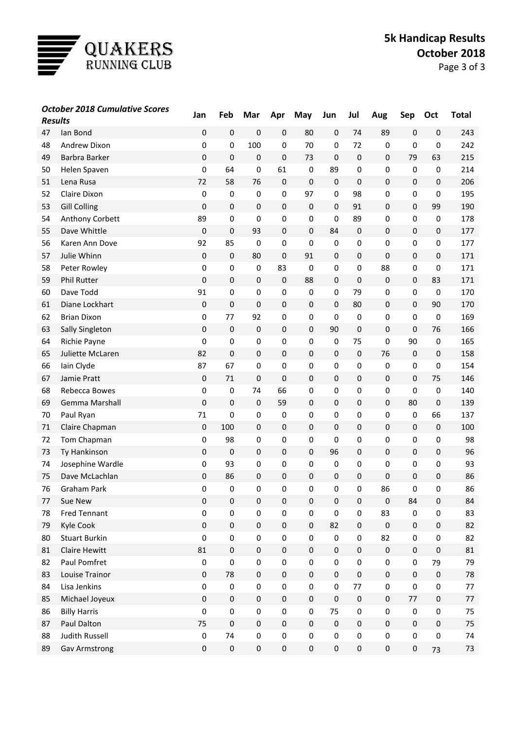QUAKERS RUNNING CLUB

# 5k Handicap Results October 2018

| *October 2018 Cumulative Scores Results* | | Jan | Feb | Mar | Apr | May | Jun | Jul | Aug | Sep | Oct | Total |
|---|---|---|---|---|---|---|---|---|---|---|---|---|
| 47 | Ian Bond | 0 | 0 | 0 | 0 | 80 | 0 | 74 | 89 | 0 | 0 | 243 |
| 48 | Andrew Dixon | 0 | 0 | 100 | 0 | 70 | 0 | 72 | 0 | 0 | 0 | 242 |
| 49 | Barbra Barker | 0 | 0 | 0 | 0 | 73 | 0 | 0 | 0 | 79 | 63 | 215 |
| 50 | Helen Spaven | 0 | 64 | 0 | 61 | 0 | 89 | 0 | 0 | 0 | 0 | 214 |
| 51 | Lena Rusa | 72 | 58 | 76 | 0 | 0 | 0 | 0 | 0 | 0 | 0 | 206 |
| 52 | Claire Dixon | 0 | 0 | 0 | 0 | 97 | 0 | 98 | 0 | 0 | 0 | 195 |
| 53 | Gill Colling | 0 | 0 | 0 | 0 | 0 | 0 | 91 | 0 | 0 | 99 | 190 |
| 54 | Anthony Corbett | 89 | 0 | 0 | 0 | 0 | 0 | 89 | 0 | 0 | 0 | 178 |
| 55 | Dave Whittle | 0 | 0 | 93 | 0 | 0 | 84 | 0 | 0 | 0 | 0 | 177 |
| 56 | Karen Ann Dove | 92 | 85 | 0 | 0 | 0 | 0 | 0 | 0 | 0 | 0 | 177 |
| 57 | Julie Whinn | 0 | 0 | 80 | 0 | 91 | 0 | 0 | 0 | 0 | 0 | 171 |
| 58 | Peter Rowley | 0 | 0 | 0 | 83 | 0 | 0 | 0 | 88 | 0 | 0 | 171 |
| 59 | Phil Rutter | 0 | 0 | 0 | 0 | 88 | 0 | 0 | 0 | 0 | 83 | 171 |
| 60 | Dave Todd | 91 | 0 | 0 | 0 | 0 | 0 | 79 | 0 | 0 | 0 | 170 |
| 61 | Diane Lockhart | 0 | 0 | 0 | 0 | 0 | 0 | 80 | 0 | 0 | 90 | 170 |
| 62 | Brian Dixon | 0 | 77 | 92 | 0 | 0 | 0 | 0 | 0 | 0 | 0 | 169 |
| 63 | Sally Singleton | 0 | 0 | 0 | 0 | 0 | 90 | 0 | 0 | 0 | 76 | 166 |
| 64 | Richie Payne | 0 | 0 | 0 | 0 | 0 | 0 | 75 | 0 | 90 | 0 | 165 |
| 65 | Juliette McLaren | 82 | 0 | 0 | 0 | 0 | 0 | 0 | 76 | 0 | 0 | 158 |
| 66 | Iain Clyde | 87 | 67 | 0 | 0 | 0 | 0 | 0 | 0 | 0 | 0 | 154 |
| 67 | Jamie Pratt | 0 | 71 | 0 | 0 | 0 | 0 | 0 | 0 | 0 | 75 | 146 |
| 68 | Rebecca Bowes | 0 | 0 | 74 | 66 | 0 | 0 | 0 | 0 | 0 | 0 | 140 |
| 69 | Gemma Marshall | 0 | 0 | 0 | 59 | 0 | 0 | 0 | 0 | 80 | 0 | 139 |
| 70 | Paul Ryan | 71 | 0 | 0 | 0 | 0 | 0 | 0 | 0 | 0 | 66 | 137 |
| 71 | Claire Chapman | 0 | 100 | 0 | 0 | 0 | 0 | 0 | 0 | 0 | 0 | 100 |
| 72 | Tom Chapman | 0 | 98 | 0 | 0 | 0 | 0 | 0 | 0 | 0 | 0 | 98 |
| 73 | Ty Hankinson | 0 | 0 | 0 | 0 | 0 | 96 | 0 | 0 | 0 | 0 | 96 |
| 74 | Josephine Wardle | 0 | 93 | 0 | 0 | 0 | 0 | 0 | 0 | 0 | 0 | 93 |
| 75 | Dave McLachlan | 0 | 86 | 0 | 0 | 0 | 0 | 0 | 0 | 0 | 0 | 86 |
| 76 | Graham Park | 0 | 0 | 0 | 0 | 0 | 0 | 0 | 86 | 0 | 0 | 86 |
| 77 | Sue New | 0 | 0 | 0 | 0 | 0 | 0 | 0 | 0 | 84 | 0 | 84 |
| 78 | Fred Tennant | 0 | 0 | 0 | 0 | 0 | 0 | 0 | 83 | 0 | 0 | 83 |
| 79 | Kyle Cook | 0 | 0 | 0 | 0 | 0 | 82 | 0 | 0 | 0 | 0 | 82 |
| 80 | Stuart Burkin | 0 | 0 | 0 | 0 | 0 | 0 | 0 | 82 | 0 | 0 | 82 |
| 81 | Claire Hewitt | 81 | 0 | 0 | 0 | 0 | 0 | 0 | 0 | 0 | 0 | 81 |
| 82 | Paul Pomfret | 0 | 0 | 0 | 0 | 0 | 0 | 0 | 0 | 0 | 79 | 79 |
| 83 | Louise Trainor | 0 | 78 | 0 | 0 | 0 | 0 | 0 | 0 | 0 | 0 | 78 |
| 84 | Lisa Jenkins | 0 | 0 | 0 | 0 | 0 | 0 | 77 | 0 | 0 | 0 | 77 |
| 85 | Michael Joyeux | 0 | 0 | 0 | 0 | 0 | 0 | 0 | 0 | 77 | 0 | 77 |
| 86 | Billy Harris | 0 | 0 | 0 | 0 | 0 | 75 | 0 | 0 | 0 | 0 | 75 |
| 87 | Paul Dalton | 75 | 0 | 0 | 0 | 0 | 0 | 0 | 0 | 0 | 0 | 75 |
| 88 | Judith Russell | 0 | 74 | 0 | 0 | 0 | 0 | 0 | 0 | 0 | 0 | 74 |
| 89 | Gav Armstrong | 0 | 0 | 0 | 0 | 0 | 0 | 0 | 0 | 0 | 73 | 73 |